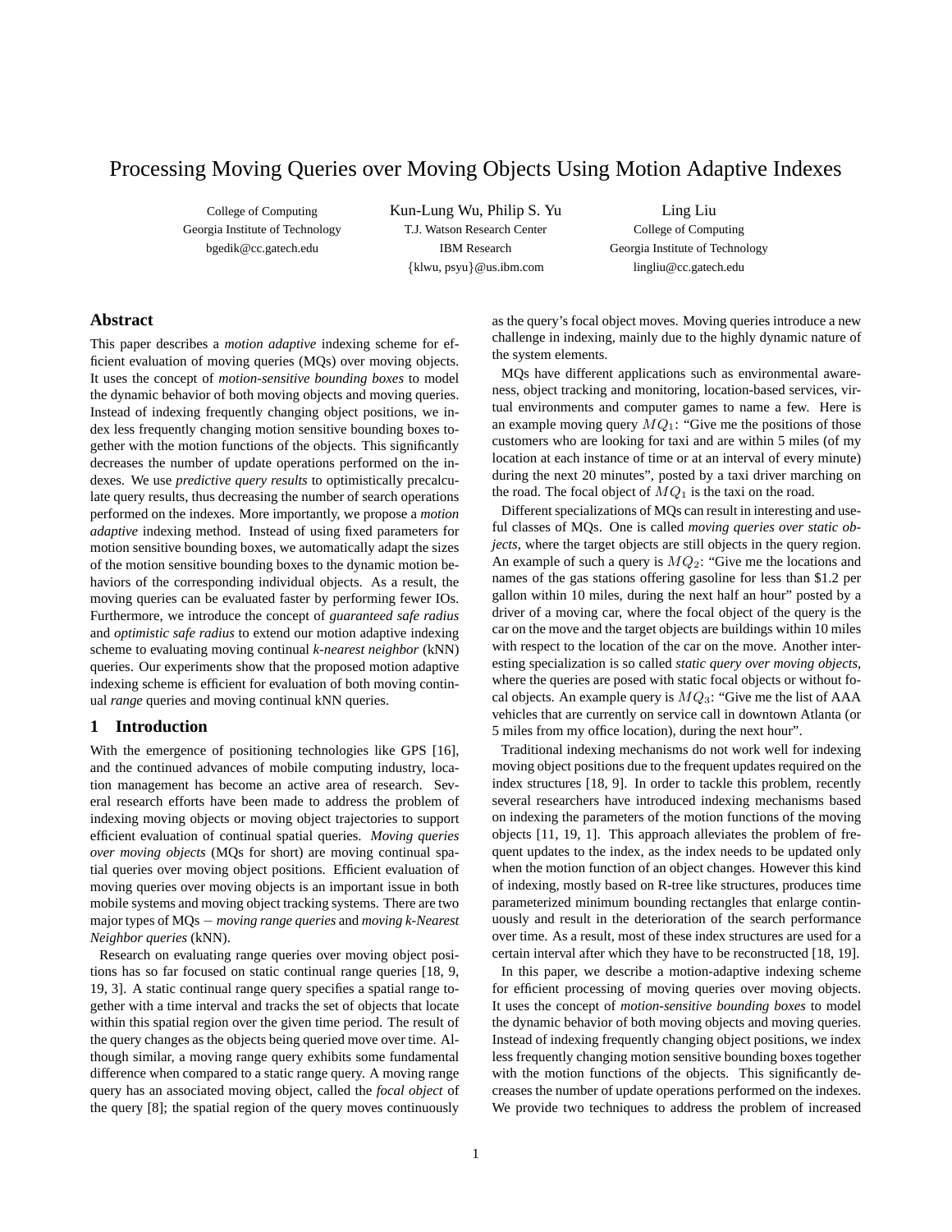# Processing Moving Queries over Moving Objects Using Motion Adaptive Indexes

College of Computing
Georgia Institute of Technology
bgedik@cc.gatech.edu

Kun-Lung Wu, Philip S. Yu
T.J. Watson Research Center
IBM Research
{klwu, psyu}@us.ibm.com

Ling Liu
College of Computing
Georgia Institute of Technology
lingliu@cc.gatech.edu

## Abstract

This paper describes a *motion adaptive* indexing scheme for efficient evaluation of moving queries (MQs) over moving objects. It uses the concept of *motion-sensitive bounding boxes* to model the dynamic behavior of both moving objects and moving queries. Instead of indexing frequently changing object positions, we index less frequently changing motion sensitive bounding boxes together with the motion functions of the objects. This significantly decreases the number of update operations performed on the indexes. We use *predictive query results* to optimistically precalculate query results, thus decreasing the number of search operations performed on the indexes. More importantly, we propose a *motion adaptive* indexing method. Instead of using fixed parameters for motion sensitive bounding boxes, we automatically adapt the sizes of the motion sensitive bounding boxes to the dynamic motion behaviors of the corresponding individual objects. As a result, the moving queries can be evaluated faster by performing fewer IOs. Furthermore, we introduce the concept of *guaranteed safe radius* and *optimistic safe radius* to extend our motion adaptive indexing scheme to evaluating moving continual *k-nearest neighbor* (kNN) queries. Our experiments show that the proposed motion adaptive indexing scheme is efficient for evaluation of both moving continual *range* queries and moving continual kNN queries.

## 1 Introduction

With the emergence of positioning technologies like GPS [16], and the continued advances of mobile computing industry, location management has become an active area of research. Several research efforts have been made to address the problem of indexing moving objects or moving object trajectories to support efficient evaluation of continual spatial queries. *Moving queries over moving objects* (MQs for short) are moving continual spatial queries over moving object positions. Efficient evaluation of moving queries over moving objects is an important issue in both mobile systems and moving object tracking systems. There are two major types of MQs − *moving range queries* and *moving k-Nearest Neighbor queries* (kNN).

Research on evaluating range queries over moving object positions has so far focused on static continual range queries [18, 9, 19, 3]. A static continual range query specifies a spatial range together with a time interval and tracks the set of objects that locate within this spatial region over the given time period. The result of the query changes as the objects being queried move over time. Although similar, a moving range query exhibits some fundamental difference when compared to a static range query. A moving range query has an associated moving object, called the *focal object* of the query [8]; the spatial region of the query moves continuously as the query's focal object moves. Moving queries introduce a new challenge in indexing, mainly due to the highly dynamic nature of the system elements.

MQs have different applications such as environmental awareness, object tracking and monitoring, location-based services, virtual environments and computer games to name a few. Here is an example moving query $MQ_1$: "Give me the positions of those customers who are looking for taxi and are within 5 miles (of my location at each instance of time or at an interval of every minute) during the next 20 minutes", posted by a taxi driver marching on the road. The focal object of $MQ_1$ is the taxi on the road.

Different specializations of MQs can result in interesting and useful classes of MQs. One is called *moving queries over static objects*, where the target objects are still objects in the query region. An example of such a query is $MQ_2$: "Give me the locations and names of the gas stations offering gasoline for less than \$1.2 per gallon within 10 miles, during the next half an hour" posted by a driver of a moving car, where the focal object of the query is the car on the move and the target objects are buildings within 10 miles with respect to the location of the car on the move. Another interesting specialization is so called *static query over moving objects*, where the queries are posed with static focal objects or without focal objects. An example query is $MQ_3$: "Give me the list of AAA vehicles that are currently on service call in downtown Atlanta (or 5 miles from my office location), during the next hour".

Traditional indexing mechanisms do not work well for indexing moving object positions due to the frequent updates required on the index structures [18, 9]. In order to tackle this problem, recently several researchers have introduced indexing mechanisms based on indexing the parameters of the motion functions of the moving objects [11, 19, 1]. This approach alleviates the problem of frequent updates to the index, as the index needs to be updated only when the motion function of an object changes. However this kind of indexing, mostly based on R-tree like structures, produces time parameterized minimum bounding rectangles that enlarge continuously and result in the deterioration of the search performance over time. As a result, most of these index structures are used for a certain interval after which they have to be reconstructed [18, 19].

In this paper, we describe a motion-adaptive indexing scheme for efficient processing of moving queries over moving objects. It uses the concept of *motion-sensitive bounding boxes* to model the dynamic behavior of both moving objects and moving queries. Instead of indexing frequently changing object positions, we index less frequently changing motion sensitive bounding boxes together with the motion functions of the objects. This significantly decreases the number of update operations performed on the indexes. We provide two techniques to address the problem of increased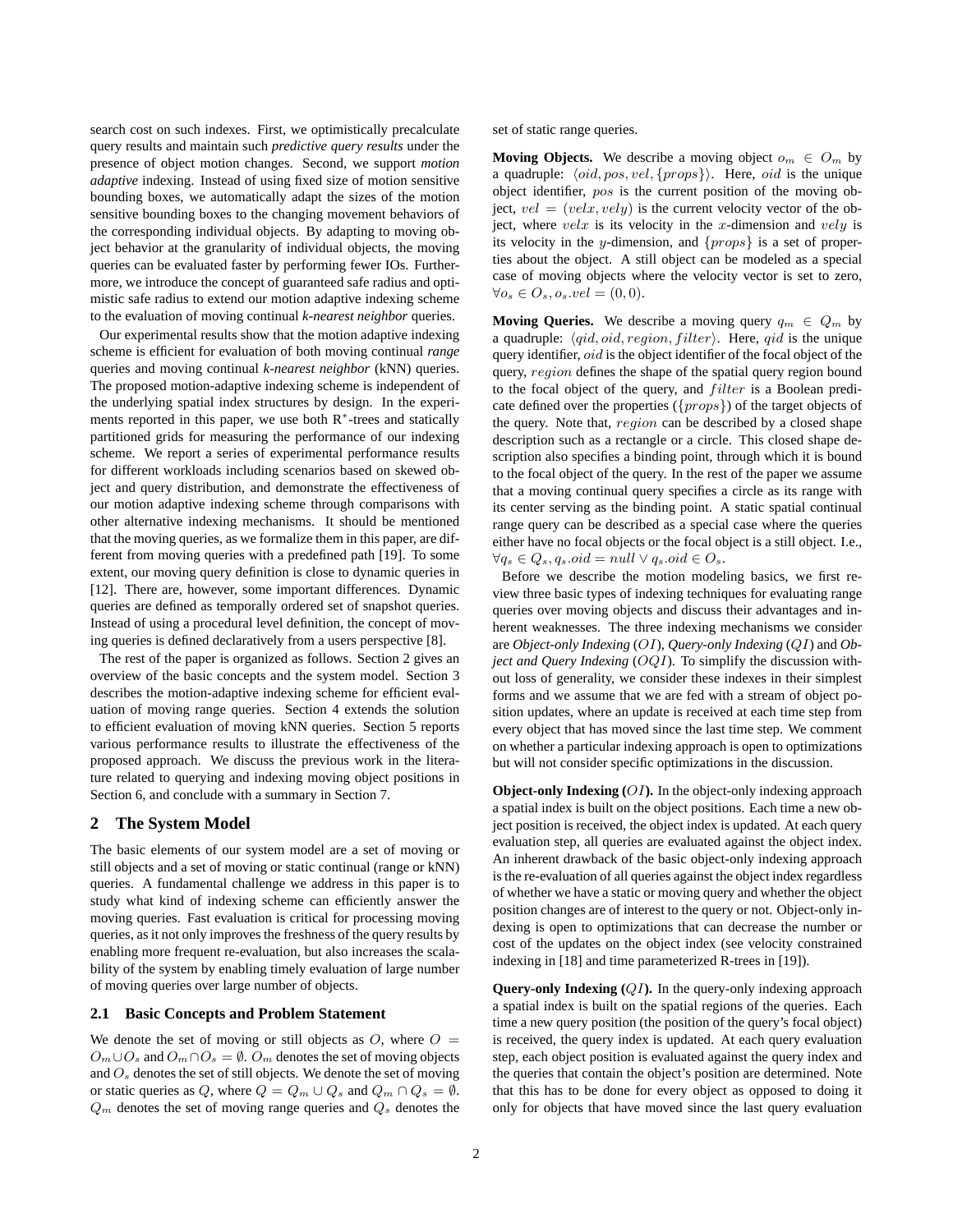search cost on such indexes. First, we optimistically precalculate query results and maintain such *predictive query results* under the presence of object motion changes. Second, we support *motion adaptive* indexing. Instead of using fixed size of motion sensitive bounding boxes, we automatically adapt the sizes of the motion sensitive bounding boxes to the changing movement behaviors of the corresponding individual objects. By adapting to moving object behavior at the granularity of individual objects, the moving queries can be evaluated faster by performing fewer IOs. Furthermore, we introduce the concept of guaranteed safe radius and optimistic safe radius to extend our motion adaptive indexing scheme to the evaluation of moving continual *k-nearest neighbor* queries.

Our experimental results show that the motion adaptive indexing scheme is efficient for evaluation of both moving continual *range* queries and moving continual *k-nearest neighbor* (kNN) queries. The proposed motion-adaptive indexing scheme is independent of the underlying spatial index structures by design. In the experiments reported in this paper, we use both R$^*$-trees and statically partitioned grids for measuring the performance of our indexing scheme. We report a series of experimental performance results for different workloads including scenarios based on skewed object and query distribution, and demonstrate the effectiveness of our motion adaptive indexing scheme through comparisons with other alternative indexing mechanisms. It should be mentioned that the moving queries, as we formalize them in this paper, are different from moving queries with a predefined path [19]. To some extent, our moving query definition is close to dynamic queries in [12]. There are, however, some important differences. Dynamic queries are defined as temporally ordered set of snapshot queries. Instead of using a procedural level definition, the concept of moving queries is defined declaratively from a users perspective [8].

The rest of the paper is organized as follows. Section 2 gives an overview of the basic concepts and the system model. Section 3 describes the motion-adaptive indexing scheme for efficient evaluation of moving range queries. Section 4 extends the solution to efficient evaluation of moving kNN queries. Section 5 reports various performance results to illustrate the effectiveness of the proposed approach. We discuss the previous work in the literature related to querying and indexing moving object positions in Section 6, and conclude with a summary in Section 7.

## 2 The System Model

The basic elements of our system model are a set of moving or still objects and a set of moving or static continual (range or kNN) queries. A fundamental challenge we address in this paper is to study what kind of indexing scheme can efficiently answer the moving queries. Fast evaluation is critical for processing moving queries, as it not only improves the freshness of the query results by enabling more frequent re-evaluation, but also increases the scalability of the system by enabling timely evaluation of large number of moving queries over large number of objects.

### 2.1 Basic Concepts and Problem Statement

We denote the set of moving or still objects as $O$, where $O = O_m \cup O_s$ and $O_m \cap O_s = \emptyset$. $O_m$ denotes the set of moving objects and $O_s$ denotes the set of still objects. We denote the set of moving or static queries as $Q$, where $Q = Q_m \cup Q_s$ and $Q_m \cap Q_s = \emptyset$. $Q_m$ denotes the set of moving range queries and $Q_s$ denotes the set of static range queries.

**Moving Objects.** We describe a moving object $o_m \in O_m$ by a quadruple: $\langle oid, pos, vel, \{props\} \rangle$. Here, $oid$ is the unique object identifier, $pos$ is the current position of the moving object, $vel = (velx, vely)$ is the current velocity vector of the object, where $velx$ is its velocity in the $x$-dimension and $vely$ is its velocity in the $y$-dimension, and $\{props\}$ is a set of properties about the object. A still object can be modeled as a special case of moving objects where the velocity vector is set to zero, $\forall o_s \in O_s, o_s.vel = (0, 0)$.

**Moving Queries.** We describe a moving query $q_m \in Q_m$ by a quadruple: $\langle qid, oid, region, filter \rangle$. Here, $qid$ is the unique query identifier, $oid$ is the object identifier of the focal object of the query, $region$ defines the shape of the spatial query region bound to the focal object of the query, and $filter$ is a Boolean predicate defined over the properties ($\{props\}$) of the target objects of the query. Note that, $region$ can be described by a closed shape description such as a rectangle or a circle. This closed shape description also specifies a binding point, through which it is bound to the focal object of the query. In the rest of the paper we assume that a moving continual query specifies a circle as its range with its center serving as the binding point. A static spatial continual range query can be described as a special case where the queries either have no focal objects or the focal object is a still object. I.e., $\forall q_s \in Q_s, q_s.oid = null \vee q_s.oid \in O_s$.

Before we describe the motion modeling basics, we first review three basic types of indexing techniques for evaluating range queries over moving objects and discuss their advantages and inherent weaknesses. The three indexing mechanisms we consider are *Object-only Indexing* ($OI$), *Query-only Indexing* ($QI$) and *Object and Query Indexing* ($OQI$). To simplify the discussion without loss of generality, we consider these indexes in their simplest forms and we assume that we are fed with a stream of object position updates, where an update is received at each time step from every object that has moved since the last time step. We comment on whether a particular indexing approach is open to optimizations but will not consider specific optimizations in the discussion.

**Object-only Indexing ($OI$).** In the object-only indexing approach a spatial index is built on the object positions. Each time a new object position is received, the object index is updated. At each query evaluation step, all queries are evaluated against the object index. An inherent drawback of the basic object-only indexing approach is the re-evaluation of all queries against the object index regardless of whether we have a static or moving query and whether the object position changes are of interest to the query or not. Object-only indexing is open to optimizations that can decrease the number or cost of the updates on the object index (see velocity constrained indexing in [18] and time parameterized R-trees in [19]).

**Query-only Indexing ($QI$).** In the query-only indexing approach a spatial index is built on the spatial regions of the queries. Each time a new query position (the position of the query's focal object) is received, the query index is updated. At each query evaluation step, each object position is evaluated against the query index and the queries that contain the object's position are determined. Note that this has to be done for every object as opposed to doing it only for objects that have moved since the last query evaluation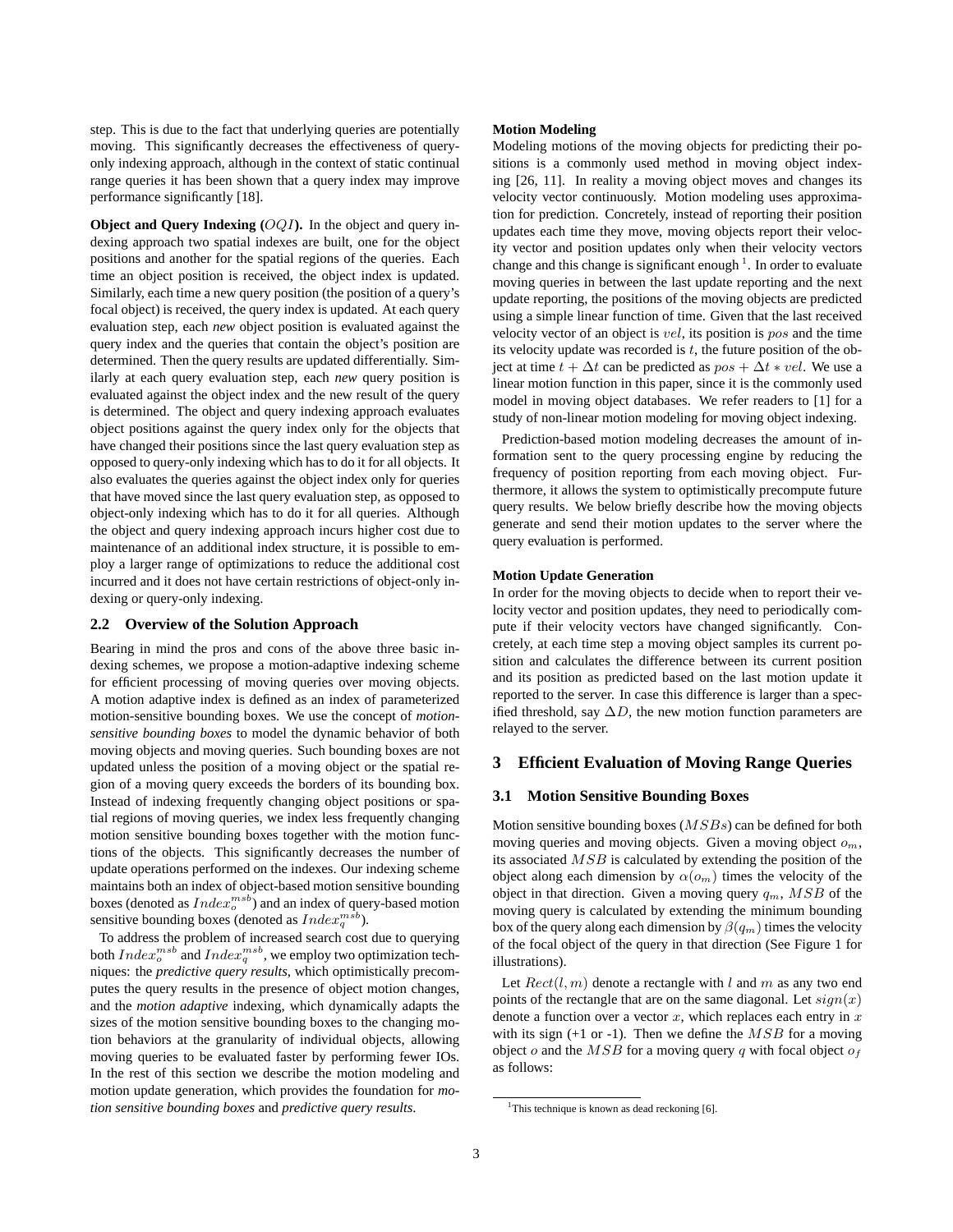step. This is due to the fact that underlying queries are potentially moving. This significantly decreases the effectiveness of query-only indexing approach, although in the context of static continual range queries it has been shown that a query index may improve performance significantly [18].

**Object and Query Indexing ($OQI$).** In the object and query indexing approach two spatial indexes are built, one for the object positions and another for the spatial regions of the queries. Each time an object position is received, the object index is updated. Similarly, each time a new query position (the position of a query's focal object) is received, the query index is updated. At each query evaluation step, each *new* object position is evaluated against the query index and the queries that contain the object's position are determined. Then the query results are updated differentially. Similarly at each query evaluation step, each *new* query position is evaluated against the object index and the new result of the query is determined. The object and query indexing approach evaluates object positions against the query index only for the objects that have changed their positions since the last query evaluation step as opposed to query-only indexing which has to do it for all objects. It also evaluates the queries against the object index only for queries that have moved since the last query evaluation step, as opposed to object-only indexing which has to do it for all queries. Although the object and query indexing approach incurs higher cost due to maintenance of an additional index structure, it is possible to employ a larger range of optimizations to reduce the additional cost incurred and it does not have certain restrictions of object-only indexing or query-only indexing.

### 2.2 Overview of the Solution Approach

Bearing in mind the pros and cons of the above three basic indexing schemes, we propose a motion-adaptive indexing scheme for efficient processing of moving queries over moving objects. A motion adaptive index is defined as an index of parameterized motion-sensitive bounding boxes. We use the concept of *motion-sensitive bounding boxes* to model the dynamic behavior of both moving objects and moving queries. Such bounding boxes are not updated unless the position of a moving object or the spatial region of a moving query exceeds the borders of its bounding box. Instead of indexing frequently changing object positions or spatial regions of moving queries, we index less frequently changing motion sensitive bounding boxes together with the motion functions of the objects. This significantly decreases the number of update operations performed on the indexes. Our indexing scheme maintains both an index of object-based motion sensitive bounding boxes (denoted as $Index_o^{msb}$) and an index of query-based motion sensitive bounding boxes (denoted as $Index_q^{msb}$).

To address the problem of increased search cost due to querying both $Index_o^{msb}$ and $Index_q^{msb}$, we employ two optimization techniques: the *predictive query results*, which optimistically precomputes the query results in the presence of object motion changes, and the *motion adaptive* indexing, which dynamically adapts the sizes of the motion sensitive bounding boxes to the changing motion behaviors at the granularity of individual objects, allowing moving queries to be evaluated faster by performing fewer IOs. In the rest of this section we describe the motion modeling and motion update generation, which provides the foundation for *motion sensitive bounding boxes* and *predictive query results*.

**Motion Modeling**

Modeling motions of the moving objects for predicting their positions is a commonly used method in moving object indexing [26, 11]. In reality a moving object moves and changes its velocity vector continuously. Motion modeling uses approximation for prediction. Concretely, instead of reporting their position updates each time they move, moving objects report their velocity vector and position updates only when their velocity vectors change and this change is significant enough [1]. In order to evaluate moving queries in between the last update reporting and the next update reporting, the positions of the moving objects are predicted using a simple linear function of time. Given that the last received velocity vector of an object is $vel$, its position is $pos$ and the time its velocity update was recorded is $t$, the future position of the object at time $t + \Delta t$ can be predicted as $pos + \Delta t * vel$. We use a linear motion function in this paper, since it is the commonly used model in moving object databases. We refer readers to [1] for a study of non-linear motion modeling for moving object indexing.

Prediction-based motion modeling decreases the amount of information sent to the query processing engine by reducing the frequency of position reporting from each moving object. Furthermore, it allows the system to optimistically precompute future query results. We below briefly describe how the moving objects generate and send their motion updates to the server where the query evaluation is performed.

**Motion Update Generation**

In order for the moving objects to decide when to report their velocity vector and position updates, they need to periodically compute if their velocity vectors have changed significantly. Concretely, at each time step a moving object samples its current position and calculates the difference between its current position and its position as predicted based on the last motion update it reported to the server. In case this difference is larger than a specified threshold, say $\Delta D$, the new motion function parameters are relayed to the server.

## 3 Efficient Evaluation of Moving Range Queries

### 3.1 Motion Sensitive Bounding Boxes

Motion sensitive bounding boxes ($MSBs$) can be defined for both moving queries and moving objects. Given a moving object $o_m$, its associated $MSB$ is calculated by extending the position of the object along each dimension by $\alpha(o_m)$ times the velocity of the object in that direction. Given a moving query $q_m$, $MSB$ of the moving query is calculated by extending the minimum bounding box of the query along each dimension by $\beta(q_m)$ times the velocity of the focal object of the query in that direction (See Figure 1 for illustrations).

Let $Rect(l, m)$ denote a rectangle with $l$ and $m$ as any two end points of the rectangle that are on the same diagonal. Let $sign(x)$ denote a function over a vector $x$, which replaces each entry in $x$ with its sign (+1 or -1). Then we define the $MSB$ for a moving object $o$ and the $MSB$ for a moving query $q$ with focal object $o_f$ as follows:

[1] This technique is known as dead reckoning [6].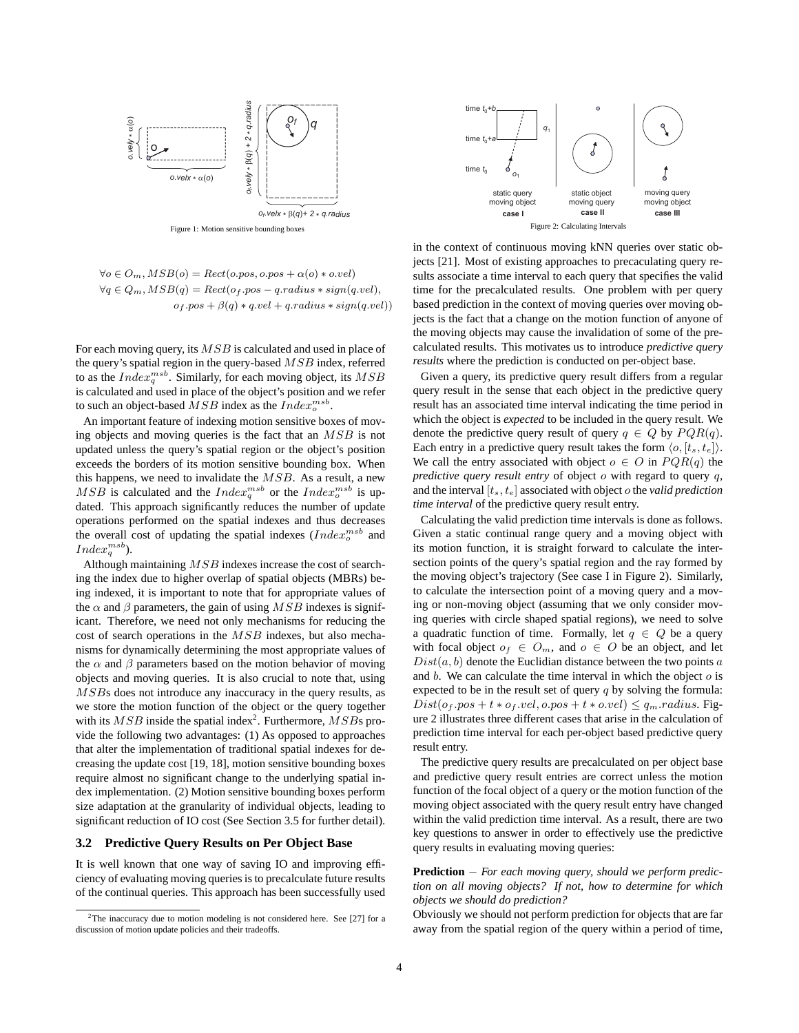Figure 1: Motion sensitive bounding boxes

Figure 2: Calculating Intervals

$$\forall o \in O_m, MSB(o) = Rect(o.pos, o.pos + \alpha(o) * o.vel)$$
$$\forall q \in Q_m, MSB(q) = Rect(o_f.pos - q.radius * sign(q.vel),$$
$$o_f.pos + \beta(q) * q.vel + q.radius * sign(q.vel))$$

For each moving query, its $MSB$ is calculated and used in place of the query's spatial region in the query-based $MSB$ index, referred to as the $Index_q^{msb}$. Similarly, for each moving object, its $MSB$ is calculated and used in place of the object's position and we refer to such an object-based $MSB$ index as the $Index_o^{msb}$.

An important feature of indexing motion sensitive boxes of moving objects and moving queries is the fact that an $MSB$ is not updated unless the query's spatial region or the object's position exceeds the borders of its motion sensitive bounding box. When this happens, we need to invalidate the $MSB$. As a result, a new $MSB$ is calculated and the $Index_q^{msb}$ or the $Index_o^{msb}$ is updated. This approach significantly reduces the number of update operations performed on the spatial indexes and thus decreases the overall cost of updating the spatial indexes ($Index_o^{msb}$ and $Index_q^{msb}$).

Although maintaining $MSB$ indexes increase the cost of searching the index due to higher overlap of spatial objects (MBRs) being indexed, it is important to note that for appropriate values of the $\alpha$ and $\beta$ parameters, the gain of using $MSB$ indexes is significant. Therefore, we need not only mechanisms for reducing the cost of search operations in the $MSB$ indexes, but also mechanisms for dynamically determining the most appropriate values of the $\alpha$ and $\beta$ parameters based on the motion behavior of moving objects and moving queries. It is also crucial to note that, using $MSB$s does not introduce any inaccuracy in the query results, as we store the motion function of the object or the query together with its $MSB$ inside the spatial index[2]. Furthermore, $MSB$s provide the following two advantages: (1) As opposed to approaches that alter the implementation of traditional spatial indexes for decreasing the update cost [19, 18], motion sensitive bounding boxes require almost no significant change to the underlying spatial index implementation. (2) Motion sensitive bounding boxes perform size adaptation at the granularity of individual objects, leading to significant reduction of IO cost (See Section 3.5 for further detail).

### 3.2 Predictive Query Results on Per Object Base

It is well known that one way of saving IO and improving efficiency of evaluating moving queries is to precalculate future results of the continual queries. This approach has been successfully used in the context of continuous moving kNN queries over static objects [21]. Most of existing approaches to precaculating query results associate a time interval to each query that specifies the valid time for the precalculated results. One problem with per query based prediction in the context of moving queries over moving objects is the fact that a change on the motion function of anyone of the moving objects may cause the invalidation of some of the precalculated results. This motivates us to introduce *predictive query results* where the prediction is conducted on per-object base.

Given a query, its predictive query result differs from a regular query result in the sense that each object in the predictive query result has an associated time interval indicating the time period in which the object is *expected* to be included in the query result. We denote the predictive query result of query $q \in Q$ by $PQR(q)$. Each entry in a predictive query result takes the form $\langle o, [t_s, t_e] \rangle$. We call the entry associated with object $o \in O$ in $PQR(q)$ the *predictive query result entry* of object $o$ with regard to query $q$, and the interval $[t_s, t_e]$ associated with object $o$ the *valid prediction time interval* of the predictive query result entry.

Calculating the valid prediction time intervals is done as follows. Given a static continual range query and a moving object with its motion function, it is straight forward to calculate the intersection points of the query's spatial region and the ray formed by the moving object's trajectory (See case I in Figure 2). Similarly, to calculate the intersection point of a moving query and a moving or non-moving object (assuming that we only consider moving queries with circle shaped spatial regions), we need to solve a quadratic function of time. Formally, let $q \in Q$ be a query with focal object $o_f \in O_m$, and $o \in O$ be an object, and let $Dist(a, b)$ denote the Euclidian distance between the two points $a$ and $b$. We can calculate the time interval in which the object $o$ is expected to be in the result set of query $q$ by solving the formula: $Dist(o_f.pos + t * o_f.vel, o.pos + t * o.vel) \leq q_m.radius$. Figure 2 illustrates three different cases that arise in the calculation of prediction time interval for each per-object based predictive query result entry.

The predictive query results are precalculated on per object base and predictive query result entries are correct unless the motion function of the focal object of a query or the motion function of the moving object associated with the query result entry have changed within the valid prediction time interval. As a result, there are two key questions to answer in order to effectively use the predictive query results in evaluating moving queries:

**Prediction** – *For each moving query, should we perform prediction on all moving objects? If not, how to determine for which objects we should do prediction?*

Obviously we should not perform prediction for objects that are far away from the spatial region of the query within a period of time,

[2] The inaccuracy due to motion modeling is not considered here. See [27] for a discussion of motion update policies and their tradeoffs.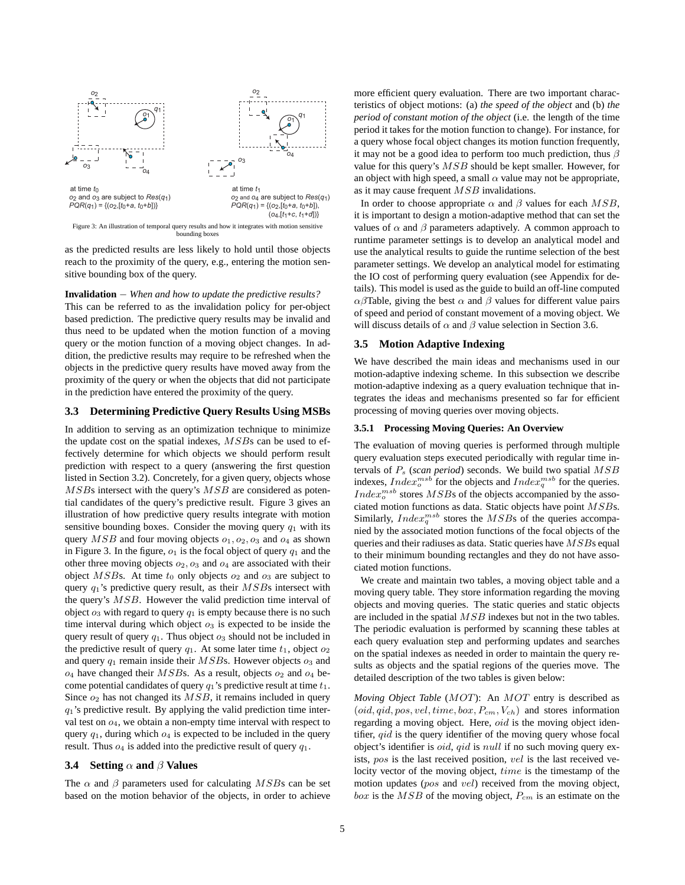at time $t_0$
$o_2$ and $o_3$ are subject to $Res(q_1)$
$PQR(q_1) = \{(o_2,[t_0+a, t_0+b])\}$

at time $t_1$
$o_2$ and $o_4$ are subject to $Res(q_1)$
$PQR(q_1) = \{(o_2,[t_0+a, t_0+b]), (o_4,[t_1+c, t_1+d])\}$

Figure 3: An illustration of temporal query results and how it integrates with motion sensitive bounding boxes

as the predicted results are less likely to hold until those objects reach to the proximity of the query, e.g., entering the motion sensitive bounding box of the query.

**Invalidation** – *When and how to update the predictive results?* This can be referred to as the invalidation policy for per-object based prediction. The predictive query results may be invalid and thus need to be updated when the motion function of a moving query or the motion function of a moving object changes. In addition, the predictive results may require to be refreshed when the objects in the predictive query results have moved away from the proximity of the query or when the objects that did not participate in the prediction have entered the proximity of the query.

### 3.3 Determining Predictive Query Results Using MSBs

In addition to serving as an optimization technique to minimize the update cost on the spatial indexes, $MSB$s can be used to effectively determine for which objects we should perform result prediction with respect to a query (answering the first question listed in Section 3.2). Concretely, for a given query, objects whose $MSB$s intersect with the query's $MSB$ are considered as potential candidates of the query's predictive result. Figure 3 gives an illustration of how predictive query results integrate with motion sensitive bounding boxes. Consider the moving query $q_1$ with its query $MSB$ and four moving objects $o_1, o_2, o_3$ and $o_4$ as shown in Figure 3. In the figure, $o_1$ is the focal object of query $q_1$ and the other three moving objects $o_2, o_3$ and $o_4$ are associated with their object $MSB$s. At time $t_0$ only objects $o_2$ and $o_3$ are subject to query $q_1$'s predictive query result, as their $MSB$s intersect with the query's $MSB$. However the valid prediction time interval of object $o_3$ with regard to query $q_1$ is empty because there is no such time interval during which object $o_3$ is expected to be inside the query result of query $q_1$. Thus object $o_3$ should not be included in the predictive result of query $q_1$. At some later time $t_1$, object $o_2$ and query $q_1$ remain inside their $MSB$s. However objects $o_3$ and $o_4$ have changed their $MSB$s. As a result, objects $o_2$ and $o_4$ become potential candidates of query $q_1$'s predictive result at time $t_1$. Since $o_2$ has not changed its $MSB$, it remains included in query $q_1$'s predictive result. By applying the valid prediction time interval test on $o_4$, we obtain a non-empty time interval with respect to query $q_1$, during which $o_4$ is expected to be included in the query result. Thus $o_4$ is added into the predictive result of query $q_1$.

### 3.4 Setting $\alpha$ and $\beta$ Values

The $\alpha$ and $\beta$ parameters used for calculating $MSB$s can be set based on the motion behavior of the objects, in order to achieve more efficient query evaluation. There are two important characteristics of object motions: (a) *the speed of the object* and (b) *the period of constant motion of the object* (i.e. the length of the time period it takes for the motion function to change). For instance, for a query whose focal object changes its motion function frequently, it may not be a good idea to perform too much prediction, thus $\beta$ value for this query's $MSB$ should be kept smaller. However, for an object with high speed, a small $\alpha$ value may not be appropriate, as it may cause frequent $MSB$ invalidations.

In order to choose appropriate $\alpha$ and $\beta$ values for each $MSB$, it is important to design a motion-adaptive method that can set the values of $\alpha$ and $\beta$ parameters adaptively. A common approach to runtime parameter settings is to develop an analytical model and use the analytical results to guide the runtime selection of the best parameter settings. We develop an analytical model for estimating the IO cost of performing query evaluation (see Appendix for details). This model is used as the guide to build an off-line computed $\alpha\beta$Table, giving the best $\alpha$ and $\beta$ values for different value pairs of speed and period of constant movement of a moving object. We will discuss details of $\alpha$ and $\beta$ value selection in Section 3.6.

### 3.5 Motion Adaptive Indexing

We have described the main ideas and mechanisms used in our motion-adaptive indexing scheme. In this subsection we describe motion-adaptive indexing as a query evaluation technique that integrates the ideas and mechanisms presented so far for efficient processing of moving queries over moving objects.

#### 3.5.1 Processing Moving Queries: An Overview

The evaluation of moving queries is performed through multiple query evaluation steps executed periodically with regular time intervals of $P_s$ (*scan period*) seconds. We build two spatial $MSB$ indexes, $Index_o^{msb}$ for the objects and $Index_q^{msb}$ for the queries. $Index_o^{msb}$ stores $MSB$s of the objects accompanied by the associated motion functions as data. Static objects have point $MSB$s. Similarly, $Index_q^{msb}$ stores the $MSB$s of the queries accompanied by the associated motion functions of the focal objects of the queries and their radiuses as data. Static queries have $MSB$s equal to their minimum bounding rectangles and they do not have associated motion functions.

We create and maintain two tables, a moving object table and a moving query table. They store information regarding the moving objects and moving queries. The static queries and static objects are included in the spatial $MSB$ indexes but not in the two tables. The periodic evaluation is performed by scanning these tables at each query evaluation step and performing updates and searches on the spatial indexes as needed in order to maintain the query results as objects and the spatial regions of the queries move. The detailed description of the two tables is given below:

*Moving Object Table* ($MOT$): An $MOT$ entry is described as $(oid, qid, pos, vel, time, box, P_{cm}, V_{ch})$ and stores information regarding a moving object. Here, $oid$ is the moving object identifier, $qid$ is the query identifier of the moving query whose focal object's identifier is $oid$, $qid$ is $null$ if no such moving query exists, $pos$ is the last received position, $vel$ is the last received velocity vector of the moving object, $time$ is the timestamp of the motion updates ($pos$ and $vel$) received from the moving object, $box$ is the $MSB$ of the moving object, $P_{cm}$ is an estimate on the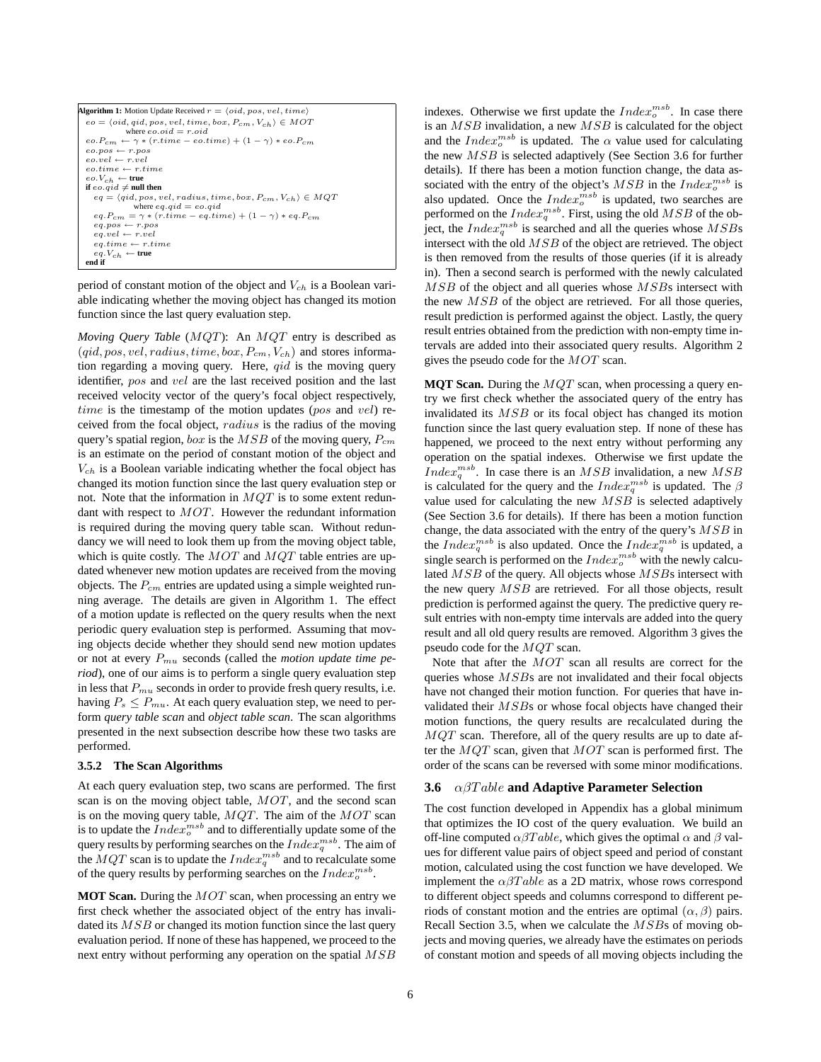**Algorithm 1:** Motion Update Received $r = \langle oid, pos, vel, time\rangle$

```
eo = ⟨oid, qid, pos, vel, time, box, P_cm, V_ch⟩ ∈ MOT
        where eo.oid = r.oid
eo.P_cm ← γ * (r.time − eo.time) + (1 − γ) * eo.P_cm
eo.pos ← r.pos
eo.vel ← r.vel
eo.time ← r.time
eo.V_ch ← true
if eo.qid ≠ null then
    eq = ⟨qid, pos, vel, radius, time, box, P_cm, V_ch⟩ ∈ MQT
            where eq.qid = eo.qid
    eq.P_cm = γ * (r.time − eq.time) + (1 − γ) * eq.P_cm
    eq.pos ← r.pos
    eq.vel ← r.vel
    eq.time ← r.time
    eq.V_ch ← true
end if
```

period of constant motion of the object and $V_{ch}$ is a Boolean variable indicating whether the moving object has changed its motion function since the last query evaluation step.

*Moving Query Table* ($MQT$): An $MQT$ entry is described as $(qid, pos, vel, radius, time, box, P_{cm}, V_{ch})$ and stores information regarding a moving query. Here, $qid$ is the moving query identifier, $pos$ and $vel$ are the last received position and the last received velocity vector of the query's focal object respectively, $time$ is the timestamp of the motion updates ($pos$ and $vel$) received from the focal object, $radius$ is the radius of the moving query's spatial region, $box$ is the $MSB$ of the moving query, $P_{cm}$ is an estimate on the period of constant motion of the object and $V_{ch}$ is a Boolean variable indicating whether the focal object has changed its motion function since the last query evaluation step or not. Note that the information in $MQT$ is to some extent redundant with respect to $MOT$. However the redundant information is required during the moving query table scan. Without redundancy we will need to look them up from the moving object table, which is quite costly. The $MOT$ and $MQT$ table entries are updated whenever new motion updates are received from the moving objects. The $P_{cm}$ entries are updated using a simple weighted running average. The details are given in Algorithm 1. The effect of a motion update is reflected on the query results when the next periodic query evaluation step is performed. Assuming that moving objects decide whether they should send new motion updates or not at every $P_{mu}$ seconds (called the *motion update time period*), one of our aims is to perform a single query evaluation step in less that $P_{mu}$ seconds in order to provide fresh query results, i.e. having $P_s \leq P_{mu}$. At each query evaluation step, we need to perform *query table scan* and *object table scan*. The scan algorithms presented in the next subsection describe how these two tasks are performed.

### 3.5.2 The Scan Algorithms

At each query evaluation step, two scans are performed. The first scan is on the moving object table, $MOT$, and the second scan is on the moving query table, $MQT$. The aim of the $MOT$ scan is to update the $Index_o^{msb}$ and to differentially update some of the query results by performing searches on the $Index_q^{msb}$. The aim of the $MQT$ scan is to update the $Index_q^{msb}$ and to recalculate some of the query results by performing searches on the $Index_o^{msb}$.

**MOT Scan.** During the $MOT$ scan, when processing an entry we first check whether the associated object of the entry has invalidated its $MSB$ or changed its motion function since the last query evaluation period. If none of these has happened, we proceed to the next entry without performing any operation on the spatial $MSB$ indexes. Otherwise we first update the $Index_o^{msb}$. In case there is an $MSB$ invalidation, a new $MSB$ is calculated for the object and the $Index_o^{msb}$ is updated. The $\alpha$ value used for calculating the new $MSB$ is selected adaptively (See Section 3.6 for further details). If there has been a motion function change, the data associated with the entry of the object's $MSB$ in the $Index_o^{msb}$ is also updated. Once the $Index_o^{msb}$ is updated, two searches are performed on the $Index_q^{msb}$. First, using the old $MSB$ of the object, the $Index_q^{msb}$ is searched and all the queries whose $MSB$s intersect with the old $MSB$ of the object are retrieved. The object is then removed from the results of those queries (if it is already in). Then a second search is performed with the newly calculated $MSB$ of the object and all queries whose $MSB$s intersect with the new $MSB$ of the object are retrieved. For all those queries, result prediction is performed against the object. Lastly, the query result entries obtained from the prediction with non-empty time intervals are added into their associated query results. Algorithm 2 gives the pseudo code for the $MOT$ scan.

**MQT Scan.** During the $MQT$ scan, when processing a query entry we first check whether the associated query of the entry has invalidated its $MSB$ or its focal object has changed its motion function since the last query evaluation step. If none of these has happened, we proceed to the next entry without performing any operation on the spatial indexes. Otherwise we first update the $Index_q^{msb}$. In case there is an $MSB$ invalidation, a new $MSB$ is calculated for the query and the $Index_q^{msb}$ is updated. The $\beta$ value used for calculating the new $MSB$ is selected adaptively (See Section 3.6 for details). If there has been a motion function change, the data associated with the entry of the query's $MSB$ in the $Index_q^{msb}$ is also updated. Once the $Index_q^{msb}$ is updated, a single search is performed on the $Index_o^{msb}$ with the newly calculated $MSB$ of the query. All objects whose $MSB$s intersect with the new query $MSB$ are retrieved. For all those objects, result prediction is performed against the query. The predictive query result entries with non-empty time intervals are added into the query result and all old query results are removed. Algorithm 3 gives the pseudo code for the $MQT$ scan.

Note that after the $MOT$ scan all results are correct for the queries whose $MSB$s are not invalidated and their focal objects have not changed their motion function. For queries that have invalidated their $MSB$s or whose focal objects have changed their motion functions, the query results are recalculated during the $MQT$ scan. Therefore, all of the query results are up to date after the $MQT$ scan, given that $MOT$ scan is performed first. The order of the scans can be reversed with some minor modifications.

## 3.6 $\alpha\beta Table$ and Adaptive Parameter Selection

The cost function developed in Appendix has a global minimum that optimizes the IO cost of the query evaluation. We build an off-line computed $\alpha\beta Table$, which gives the optimal $\alpha$ and $\beta$ values for different value pairs of object speed and period of constant motion, calculated using the cost function we have developed. We implement the $\alpha\beta Table$ as a 2D matrix, whose rows correspond to different object speeds and columns correspond to different periods of constant motion and the entries are optimal $(\alpha, \beta)$ pairs. Recall Section 3.5, when we calculate the $MSB$s of moving objects and moving queries, we already have the estimates on periods of constant motion and speeds of all moving objects including the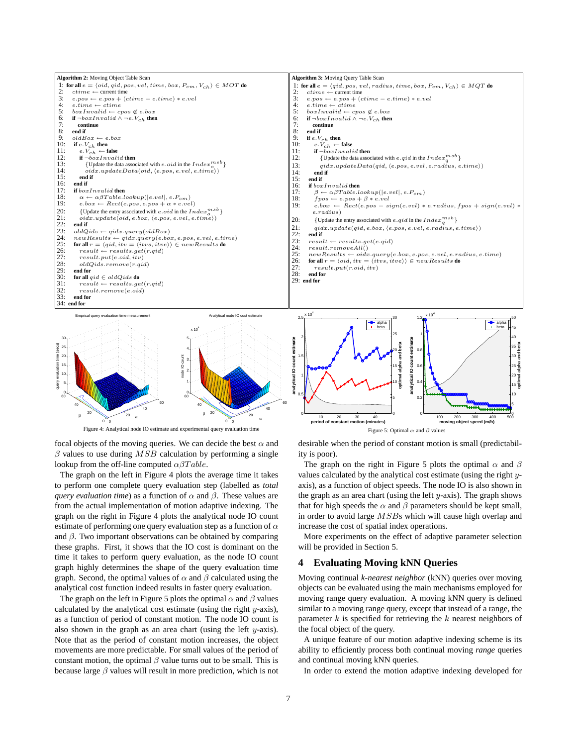**Algorithm 2:** Moving Object Table Scan

```
1: for all e = ⟨oid, qid, pos, vel, time, box, P_cm, V_ch⟩ ∈ MOT do
2:   ctime ← current time
3:   e.pos ← e.pos + (ctime − e.time) * e.vel
4:   e.time ← ctime
5:   boxInvalid ← cpos ∉ e.box
6:   if ¬boxInvalid ∧ ¬e.V_ch then
7:     continue
8:   end if
9:   oldBox ← e.box
10:  if e.V_ch then
11:    e.V_ch ← false
12:    if ¬boxInvalid then
13:      {Update the data associated with e.oid in the Index_o^msb}
14:      oidx.updateData(oid, ⟨e.pos, e.vel, e.time⟩)
15:    end if
16:  end if
17:  if boxInvalid then
18:    α ← αβTable.lookup(|e.vel|, e.P_cm)
19:    e.box ← Rect(e.pos, e.pos + α * e.vel)
20:    {Update the entry associated with e.oid in the Index_o^msb}
21:    oidx.update(oid, e.box, ⟨e.pos, e.vel, e.time⟩)
22:  end if
23:  oldQids ← qidx.query(oldBox)
24:  newResults ← qidx.query(e.box, e.pos, e.vel, e.time)
25:  for all r = ⟨qid, itv = ⟨itvs, itve⟩⟩ ∈ newResults do
26:    result ← results.get(r.qid)
27:    result.put(e.oid, itv)
28:    oldQids.remove(r.qid)
29:  end for
30:  for all qid ∈ oldQids do
31:    result ← results.get(r.qid)
32:    result.remove(e.oid)
33:  end for
34: end for
```

**Algorithm 3:** Moving Query Table Scan

```
1: for all e = ⟨qid, pos, vel, radius, time, box, P_cm, V_ch⟩ ∈ MQT do
2:   ctime ← current time
3:   e.pos ← e.pos + (ctime − e.time) * e.vel
4:   e.time ← ctime
5:   boxInvalid ← cpos ∉ e.box
6:   if ¬boxInvalid ∧ ¬e.V_ch then
7:     continue
8:   end if
9:   if e.V_ch then
10:    e.V_ch ← false
11:    if ¬boxInvalid then
12:      {Update the data associated with e.qid in the Index_q^msb}
13:      qidx.updateData(qid, ⟨e.pos, e.vel, e.radius, e.time⟩)
14:    end if
15:  end if
16:  if boxInvalid then
17:    β ← αβTable.lookup(|e.vel|, e.P_cm)
18:    fpos ← e.pos + β * e.vel
19:    e.box ← Rect(e.pos − sign(e.vel) * e.radius, fpos + sign(e.vel) * e.radius)
20:    {Update the entry associated with e.qid in the Index_q^msb}
21:    qidx.update(qid, e.box, ⟨e.pos, e.vel, e.radius, e.time⟩)
22:  end if
23:  result ← results.get(e.qid)
24:  result.removeAll()
25:  newResults ← oidx.query(e.box, e.pos, e.vel, e.radius, e.time)
26:  for all r = ⟨oid, itv = ⟨itvs, itve⟩⟩ ∈ newResults do
27:    result.put(r.oid, itv)
28:  end for
29: end for
```

Figure 4: Analytical node IO estimate and experimental query evaluation time

Figure 5: Optimal $\alpha$ and $\beta$ values

focal objects of the moving queries. We can decide the best $\alpha$ and $\beta$ values to use during $MSB$ calculation by performing a single lookup from the off-line computed $\alpha\beta Table$.

The graph on the left in Figure 4 plots the average time it takes to perform one complete query evaluation step (labelled as *total query evaluation time*) as a function of $\alpha$ and $\beta$. These values are from the actual implementation of motion adaptive indexing. The graph on the right in Figure 4 plots the analytical node IO count estimate of performing one query evaluation step as a function of $\alpha$ and $\beta$. Two important observations can be obtained by comparing these graphs. First, it shows that the IO cost is dominant on the time it takes to perform query evaluation, as the node IO count graph highly determines the shape of the query evaluation time graph. Second, the optimal values of $\alpha$ and $\beta$ calculated using the analytical cost function indeed results in faster query evaluation.

The graph on the left in Figure 5 plots the optimal $\alpha$ and $\beta$ values calculated by the analytical cost estimate (using the right $y$-axis), as a function of period of constant motion. The node IO count is also shown in the graph as an area chart (using the left $y$-axis). Note that as the period of constant motion increases, the object movements are more predictable. For small values of the period of constant motion, the optimal $\beta$ value turns out to be small. This is because large $\beta$ values will result in more prediction, which is not desirable when the period of constant motion is small (predictability is poor).

The graph on the right in Figure 5 plots the optimal $\alpha$ and $\beta$ values calculated by the analytical cost estimate (using the right $y$-axis), as a function of object speeds. The node IO is also shown in the graph as an area chart (using the left $y$-axis). The graph shows that for high speeds the $\alpha$ and $\beta$ parameters should be kept small, in order to avoid large $MSB$s which will cause high overlap and increase the cost of spatial index operations.

More experiments on the effect of adaptive parameter selection will be provided in Section 5.

## 4 Evaluating Moving kNN Queries

Moving continual *k-nearest neighbor* (kNN) queries over moving objects can be evaluated using the main mechanisms employed for moving range query evaluation. A moving kNN query is defined similar to a moving range query, except that instead of a range, the parameter $k$ is specified for retrieving the $k$ nearest neighbors of the focal object of the query.

A unique feature of our motion adaptive indexing scheme is its ability to efficiently process both continual moving *range* queries and continual moving kNN queries.

In order to extend the motion adaptive indexing developed for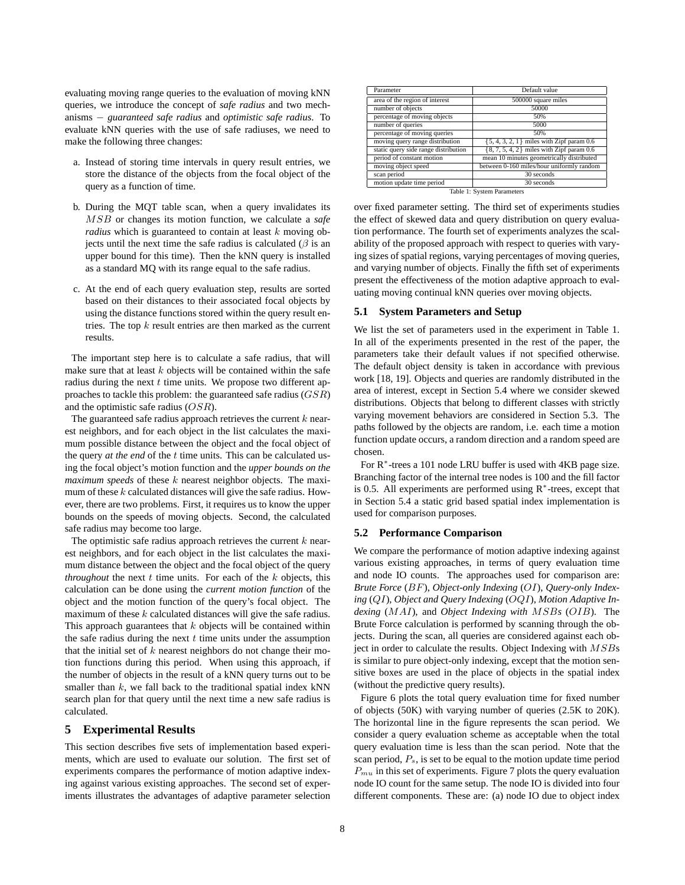evaluating moving range queries to the evaluation of moving kNN queries, we introduce the concept of *safe radius* and two mechanisms – *guaranteed safe radius* and *optimistic safe radius*. To evaluate kNN queries with the use of safe radiuses, we need to make the following three changes:

a. Instead of storing time intervals in query result entries, we store the distance of the objects from the focal object of the query as a function of time.

b. During the MQT table scan, when a query invalidates its $MSB$ or changes its motion function, we calculate a *safe radius* which is guaranteed to contain at least $k$ moving objects until the next time the safe radius is calculated ($\beta$ is an upper bound for this time). Then the kNN query is installed as a standard MQ with its range equal to the safe radius.

c. At the end of each query evaluation step, results are sorted based on their distances to their associated focal objects by using the distance functions stored within the query result entries. The top $k$ result entries are then marked as the current results.

The important step here is to calculate a safe radius, that will make sure that at least $k$ objects will be contained within the safe radius during the next $t$ time units. We propose two different approaches to tackle this problem: the guaranteed safe radius ($GSR$) and the optimistic safe radius ($OSR$).

The guaranteed safe radius approach retrieves the current $k$ nearest neighbors, and for each object in the list calculates the maximum possible distance between the object and the focal object of the query *at the end* of the $t$ time units. This can be calculated using the focal object's motion function and the *upper bounds on the maximum speeds* of these $k$ nearest neighbor objects. The maximum of these $k$ calculated distances will give the safe radius. However, there are two problems. First, it requires us to know the upper bounds on the speeds of moving objects. Second, the calculated safe radius may become too large.

The optimistic safe radius approach retrieves the current $k$ nearest neighbors, and for each object in the list calculates the maximum distance between the object and the focal object of the query *throughout* the next $t$ time units. For each of the $k$ objects, this calculation can be done using the *current motion function* of the object and the motion function of the query's focal object. The maximum of these $k$ calculated distances will give the safe radius. This approach guarantees that $k$ objects will be contained within the safe radius during the next $t$ time units under the assumption that the initial set of $k$ nearest neighbors do not change their motion functions during this period. When using this approach, if the number of objects in the result of a kNN query turns out to be smaller than $k$, we fall back to the traditional spatial index kNN search plan for that query until the next time a new safe radius is calculated.

## 5 Experimental Results

This section describes five sets of implementation based experiments, which are used to evaluate our solution. The first set of experiments compares the performance of motion adaptive indexing against various existing approaches. The second set of experiments illustrates the advantages of adaptive parameter selection over fixed parameter setting. The third set of experiments studies the effect of skewed data and query distribution on query evaluation performance. The fourth set of experiments analyzes the scalability of the proposed approach with respect to queries with varying sizes of spatial regions, varying percentages of moving queries, and varying number of objects. Finally the fifth set of experiments present the effectiveness of the motion adaptive approach to evaluating moving continual kNN queries over moving objects.

| Parameter | Default value |
|---|---|
| area of the region of interest | 500000 square miles |
| number of objects | 50000 |
| percentage of moving objects | 50% |
| number of queries | 5000 |
| percentage of moving queries | 50% |
| moving query range distribution | {5, 4, 3, 2, 1} miles with Zipf param 0.6 |
| static query side range distribution | {8, 7, 5, 4, 2} miles with Zipf param 0.6 |
| period of constant motion | mean 10 minutes geometrically distributed |
| moving object speed | between 0-160 miles/hour uniformly random |
| scan period | 30 seconds |
| motion update time period | 30 seconds |

Table 1: System Parameters

### 5.1 System Parameters and Setup

We list the set of parameters used in the experiment in Table 1. In all of the experiments presented in the rest of the paper, the parameters take their default values if not specified otherwise. The default object density is taken in accordance with previous work [18, 19]. Objects and queries are randomly distributed in the area of interest, except in Section 5.4 where we consider skewed distributions. Objects that belong to different classes with strictly varying movement behaviors are considered in Section 5.3. The paths followed by the objects are random, i.e. each time a motion function update occurs, a random direction and a random speed are chosen.

For R$^*$-trees a 101 node LRU buffer is used with 4KB page size. Branching factor of the internal tree nodes is 100 and the fill factor is 0.5. All experiments are performed using R$^*$-trees, except that in Section 5.4 a static grid based spatial index implementation is used for comparison purposes.

### 5.2 Performance Comparison

We compare the performance of motion adaptive indexing against various existing approaches, in terms of query evaluation time and node IO counts. The approaches used for comparison are: *Brute Force* ($BF$), *Object-only Indexing* ($OI$), *Query-only Indexing* ($QI$), *Object and Query Indexing* ($OQI$), *Motion Adaptive Indexing* ($MAI$), and *Object Indexing with* $MSBs$ ($OIB$). The Brute Force calculation is performed by scanning through the objects. During the scan, all queries are considered against each object in order to calculate the results. Object Indexing with $MSB$s is similar to pure object-only indexing, except that the motion sensitive boxes are used in the place of objects in the spatial index (without the predictive query results).

Figure 6 plots the total query evaluation time for fixed number of objects (50K) with varying number of queries (2.5K to 20K). The horizontal line in the figure represents the scan period. We consider a query evaluation scheme as acceptable when the total query evaluation time is less than the scan period. Note that the scan period, $P_s$, is set to be equal to the motion update time period $P_{mu}$ in this set of experiments. Figure 7 plots the query evaluation node IO count for the same setup. The node IO is divided into four different components. These are: (a) node IO due to object index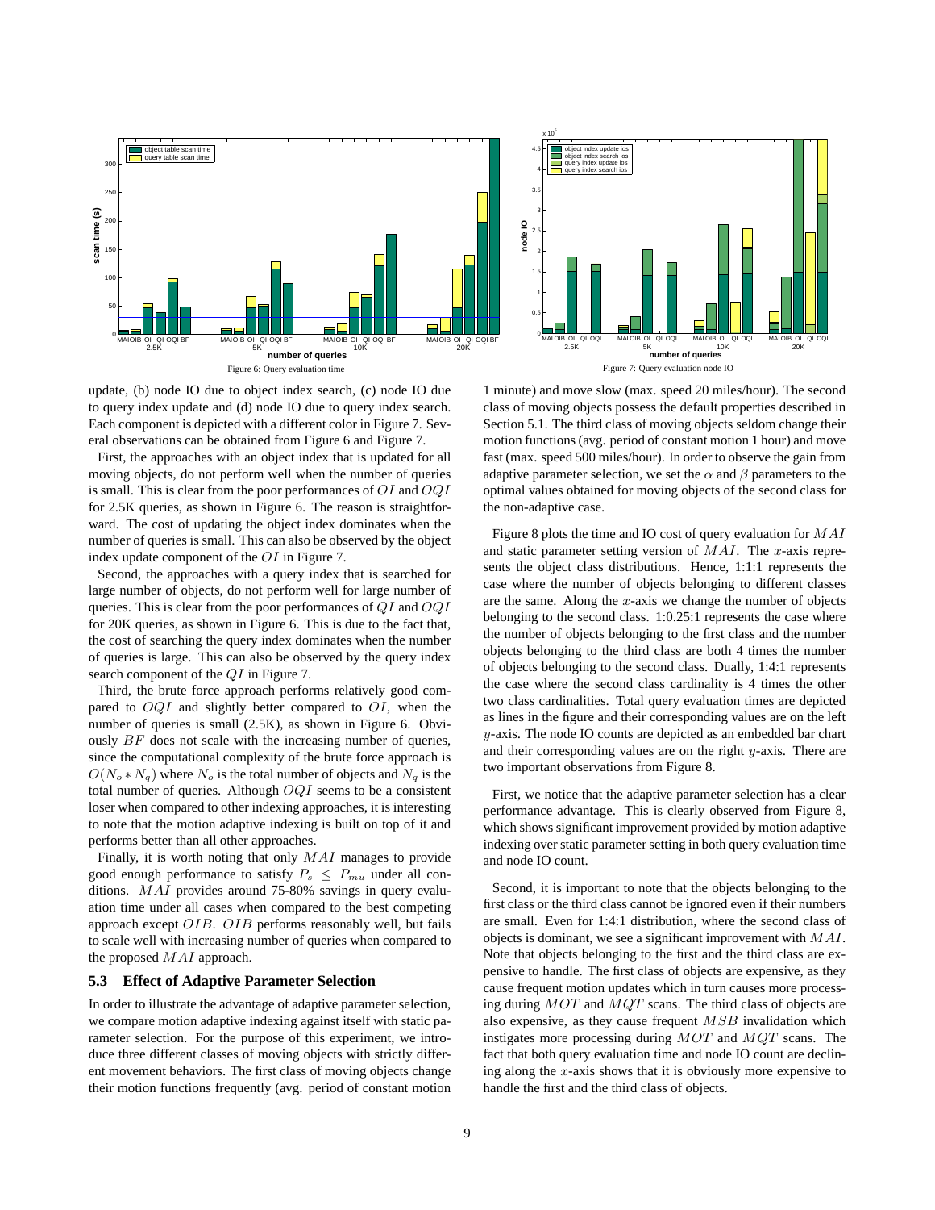Figure 6: Query evaluation time

Figure 7: Query evaluation node IO

update, (b) node IO due to object index search, (c) node IO due to query index update and (d) node IO due to query index search. Each component is depicted with a different color in Figure 7. Several observations can be obtained from Figure 6 and Figure 7.

First, the approaches with an object index that is updated for all moving objects, do not perform well when the number of queries is small. This is clear from the poor performances of $OI$ and $OQI$ for 2.5K queries, as shown in Figure 6. The reason is straightforward. The cost of updating the object index dominates when the number of queries is small. This can also be observed by the object index update component of the $OI$ in Figure 7.

Second, the approaches with a query index that is searched for large number of objects, do not perform well for large number of queries. This is clear from the poor performances of $QI$ and $OQI$ for 20K queries, as shown in Figure 6. This is due to the fact that, the cost of searching the query index dominates when the number of queries is large. This can also be observed by the query index search component of the $QI$ in Figure 7.

Third, the brute force approach performs relatively good compared to $OQI$ and slightly better compared to $OI$, when the number of queries is small (2.5K), as shown in Figure 6. Obviously $BF$ does not scale with the increasing number of queries, since the computational complexity of the brute force approach is $O(N_o * N_q)$ where $N_o$ is the total number of objects and $N_q$ is the total number of queries. Although $OQI$ seems to be a consistent loser when compared to other indexing approaches, it is interesting to note that the motion adaptive indexing is built on top of it and performs better than all other approaches.

Finally, it is worth noting that only $MAI$ manages to provide good enough performance to satisfy $P_s \leq P_{mu}$ under all conditions. $MAI$ provides around 75-80% savings in query evaluation time under all cases when compared to the best competing approach except $OIB$. $OIB$ performs reasonably well, but fails to scale well with increasing number of queries when compared to the proposed $MAI$ approach.

### 5.3 Effect of Adaptive Parameter Selection

In order to illustrate the advantage of adaptive parameter selection, we compare motion adaptive indexing against itself with static parameter selection. For the purpose of this experiment, we introduce three different classes of moving objects with strictly different movement behaviors. The first class of moving objects change their motion functions frequently (avg. period of constant motion 1 minute) and move slow (max. speed 20 miles/hour). The second class of moving objects possess the default properties described in Section 5.1. The third class of moving objects seldom change their motion functions (avg. period of constant motion 1 hour) and move fast (max. speed 500 miles/hour). In order to observe the gain from adaptive parameter selection, we set the $\alpha$ and $\beta$ parameters to the optimal values obtained for moving objects of the second class for the non-adaptive case.

Figure 8 plots the time and IO cost of query evaluation for $MAI$ and static parameter setting version of $MAI$. The $x$-axis represents the object class distributions. Hence, 1:1:1 represents the case where the number of objects belonging to different classes are the same. Along the $x$-axis we change the number of objects belonging to the second class. 1:0.25:1 represents the case where the number of objects belonging to the first class and the number objects belonging to the third class are both 4 times the number of objects belonging to the second class. Dually, 1:4:1 represents the case where the second class cardinality is 4 times the other two class cardinalities. Total query evaluation times are depicted as lines in the figure and their corresponding values are on the left $y$-axis. The node IO counts are depicted as an embedded bar chart and their corresponding values are on the right $y$-axis. There are two important observations from Figure 8.

First, we notice that the adaptive parameter selection has a clear performance advantage. This is clearly observed from Figure 8, which shows significant improvement provided by motion adaptive indexing over static parameter setting in both query evaluation time and node IO count.

Second, it is important to note that the objects belonging to the first class or the third class cannot be ignored even if their numbers are small. Even for 1:4:1 distribution, where the second class of objects is dominant, we see a significant improvement with $MAI$. Note that objects belonging to the first and the third class are expensive to handle. The first class of objects are expensive, as they cause frequent motion updates which in turn causes more processing during $MOT$ and $MQT$ scans. The third class of objects are also expensive, as they cause frequent $MSB$ invalidation which instigates more processing during $MOT$ and $MQT$ scans. The fact that both query evaluation time and node IO count are declining along the $x$-axis shows that it is obviously more expensive to handle the first and the third class of objects.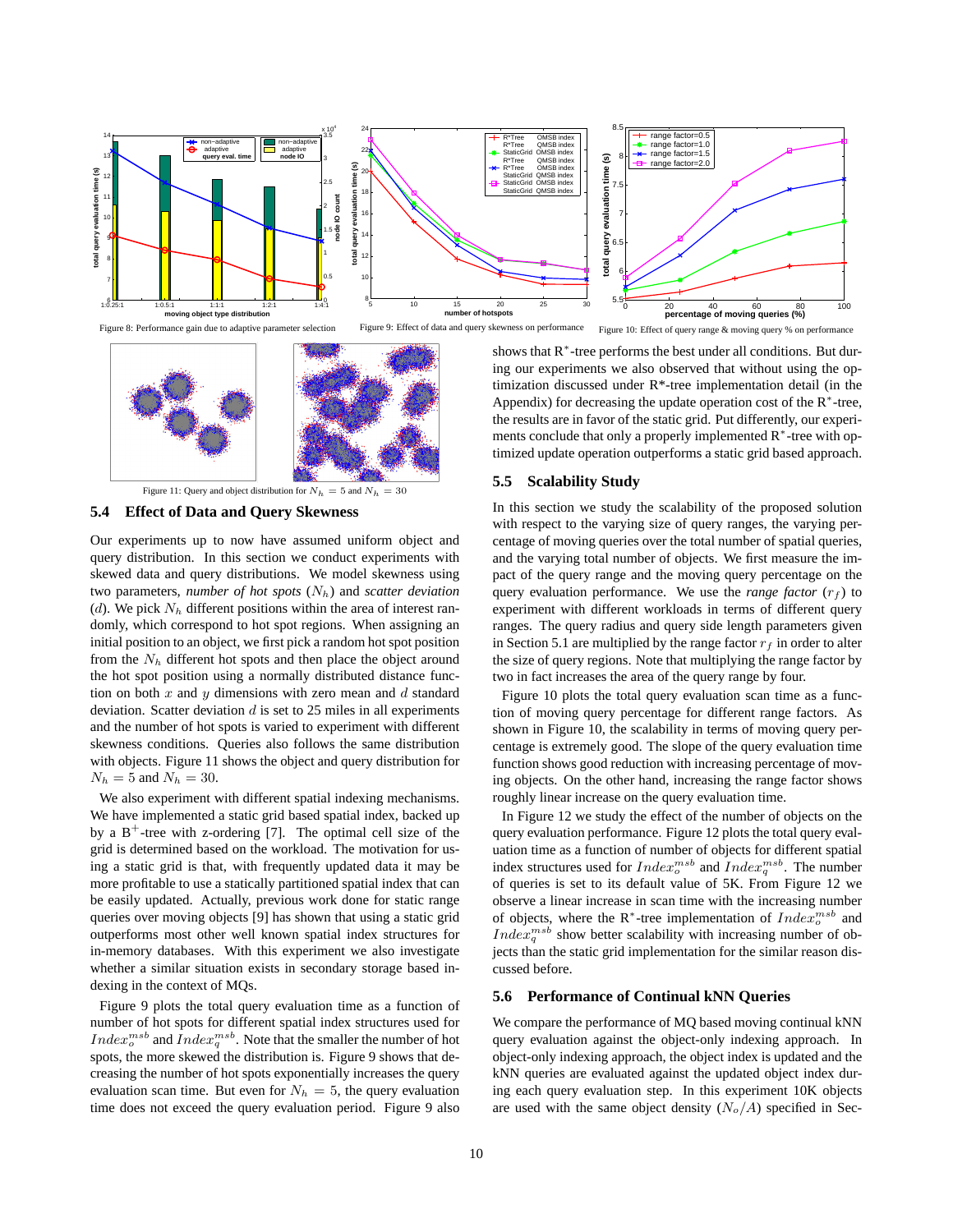Figure 8: Performance gain due to adaptive parameter selection

Figure 9: Effect of data and query skewness on performance

Figure 10: Effect of query range & moving query % on performance

Figure 11: Query and object distribution for $N_h = 5$ and $N_h = 30$

### 5.4 Effect of Data and Query Skewness

Our experiments up to now have assumed uniform object and query distribution. In this section we conduct experiments with skewed data and query distributions. We model skewness using two parameters, *number of hot spots* ($N_h$) and *scatter deviation* ($d$). We pick $N_h$ different positions within the area of interest randomly, which correspond to hot spot regions. When assigning an initial position to an object, we first pick a random hot spot position from the $N_h$ different hot spots and then place the object around the hot spot position using a normally distributed distance function on both $x$ and $y$ dimensions with zero mean and $d$ standard deviation. Scatter deviation $d$ is set to 25 miles in all experiments and the number of hot spots is varied to experiment with different skewness conditions. Queries also follows the same distribution with objects. Figure 11 shows the object and query distribution for $N_h = 5$ and $N_h = 30$.

We also experiment with different spatial indexing mechanisms. We have implemented a static grid based spatial index, backed up by a B$^+$-tree with z-ordering [7]. The optimal cell size of the grid is determined based on the workload. The motivation for using a static grid is that, with frequently updated data it may be more profitable to use a statically partitioned spatial index that can be easily updated. Actually, previous work done for static range queries over moving objects [9] has shown that using a static grid outperforms most other well known spatial index structures for in-memory databases. With this experiment we also investigate whether a similar situation exists in secondary storage based indexing in the context of MQs.

Figure 9 plots the total query evaluation time as a function of number of hot spots for different spatial index structures used for $Index^{msb}_o$ and $Index^{msb}_q$. Note that the smaller the number of hot spots, the more skewed the distribution is. Figure 9 shows that decreasing the number of hot spots exponentially increases the query evaluation scan time. But even for $N_h = 5$, the query evaluation time does not exceed the query evaluation period. Figure 9 also shows that R$^*$-tree performs the best under all conditions. But during our experiments we also observed that without using the optimization discussed under R*-tree implementation detail (in the Appendix) for decreasing the update operation cost of the R$^*$-tree, the results are in favor of the static grid. Put differently, our experiments conclude that only a properly implemented R$^*$-tree with optimized update operation outperforms a static grid based approach.

### 5.5 Scalability Study

In this section we study the scalability of the proposed solution with respect to the varying size of query ranges, the varying percentage of moving queries over the total number of spatial queries, and the varying total number of objects. We first measure the impact of the query range and the moving query percentage on the query evaluation performance. We use the *range factor* ($r_f$) to experiment with different workloads in terms of different query ranges. The query radius and query side length parameters given in Section 5.1 are multiplied by the range factor $r_f$ in order to alter the size of query regions. Note that multiplying the range factor by two in fact increases the area of the query range by four.

Figure 10 plots the total query evaluation scan time as a function of moving query percentage for different range factors. As shown in Figure 10, the scalability in terms of moving query percentage is extremely good. The slope of the query evaluation time function shows good reduction with increasing percentage of moving objects. On the other hand, increasing the range factor shows roughly linear increase on the query evaluation time.

In Figure 12 we study the effect of the number of objects on the query evaluation performance. Figure 12 plots the total query evaluation time as a function of number of objects for different spatial index structures used for $Index^{msb}_o$ and $Index^{msb}_q$. The number of queries is set to its default value of 5K. From Figure 12 we observe a linear increase in scan time with the increasing number of objects, where the R$^*$-tree implementation of $Index^{msb}_o$ and $Index^{msb}_q$ show better scalability with increasing number of objects than the static grid implementation for the similar reason discussed before.

### 5.6 Performance of Continual kNN Queries

We compare the performance of MQ based moving continual kNN query evaluation against the object-only indexing approach. In object-only indexing approach, the object index is updated and the kNN queries are evaluated against the updated object index during each query evaluation step. In this experiment 10K objects are used with the same object density ($N_o/A$) specified in Sec-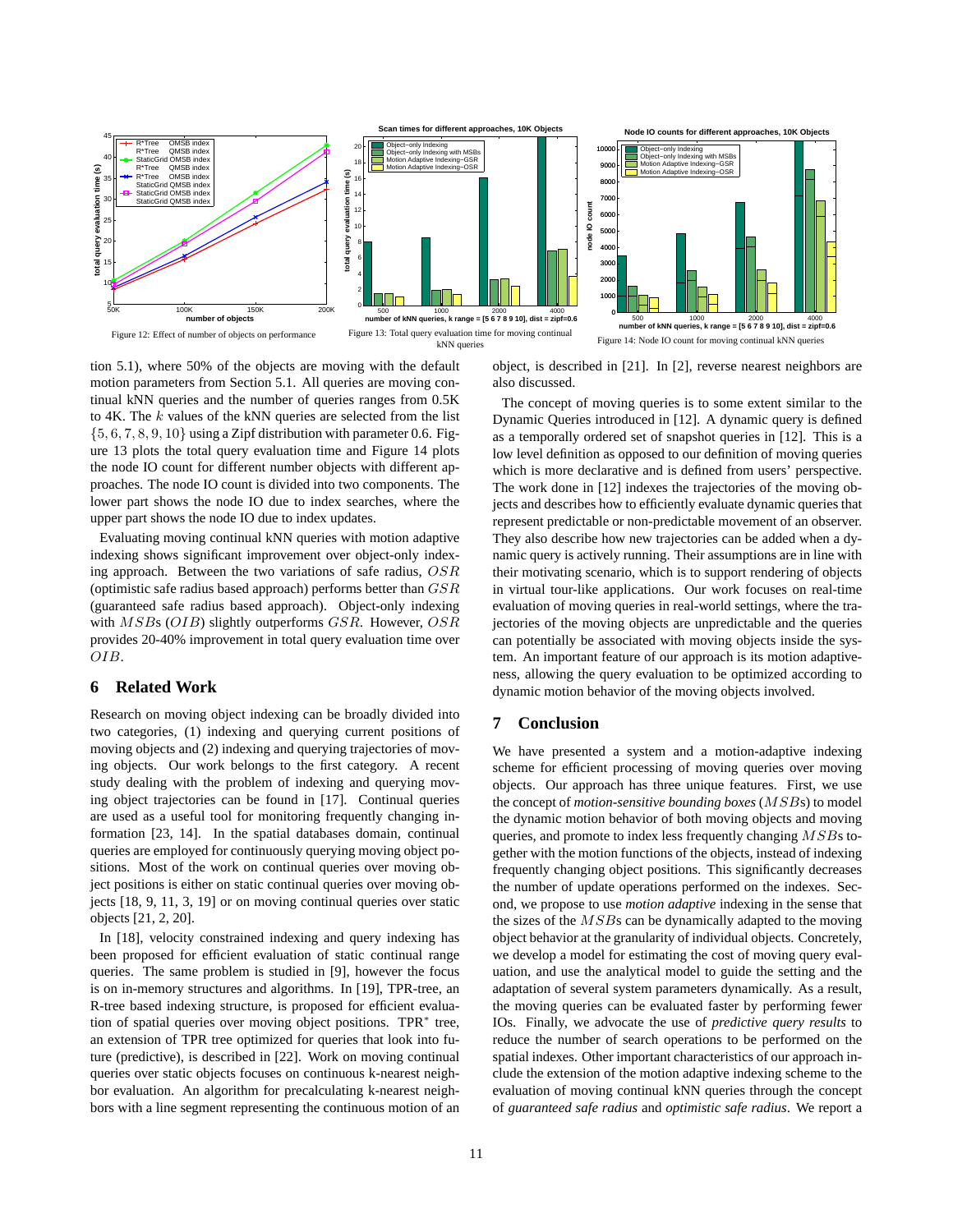Figure 12: Effect of number of objects on performance

Figure 13: Total query evaluation time for moving continual kNN queries

Figure 14: Node IO count for moving continual kNN queries

tion 5.1), where 50% of the objects are moving with the default motion parameters from Section 5.1. All queries are moving continual kNN queries and the number of queries ranges from 0.5K to 4K. The $k$ values of the kNN queries are selected from the list $\{5, 6, 7, 8, 9, 10\}$ using a Zipf distribution with parameter 0.6. Figure 13 plots the total query evaluation time and Figure 14 plots the node IO count for different number objects with different approaches. The node IO count is divided into two components. The lower part shows the node IO due to index searches, where the upper part shows the node IO due to index updates.

Evaluating moving continual kNN queries with motion adaptive indexing shows significant improvement over object-only indexing approach. Between the two variations of safe radius, $OSR$ (optimistic safe radius based approach) performs better than $GSR$ (guaranteed safe radius based approach). Object-only indexing with $MSB$s ($OIB$) slightly outperforms $GSR$. However, $OSR$ provides 20-40% improvement in total query evaluation time over $OIB$.

## 6 Related Work

Research on moving object indexing can be broadly divided into two categories, (1) indexing and querying current positions of moving objects and (2) indexing and querying trajectories of moving objects. Our work belongs to the first category. A recent study dealing with the problem of indexing and querying moving object trajectories can be found in [17]. Continual queries are used as a useful tool for monitoring frequently changing information [23, 14]. In the spatial databases domain, continual queries are employed for continuously querying moving object positions. Most of the work on continual queries over moving object positions is either on static continual queries over moving objects [18, 9, 11, 3, 19] or on moving continual queries over static objects [21, 2, 20].

In [18], velocity constrained indexing and query indexing has been proposed for efficient evaluation of static continual range queries. The same problem is studied in [9], however the focus is on in-memory structures and algorithms. In [19], TPR-tree, an R-tree based indexing structure, is proposed for efficient evaluation of spatial queries over moving object positions. TPR$^*$ tree, an extension of TPR tree optimized for queries that look into future (predictive), is described in [22]. Work on moving continual queries over static objects focuses on continuous k-nearest neighbor evaluation. An algorithm for precalculating k-nearest neighbors with a line segment representing the continuous motion of an object, is described in [21]. In [2], reverse nearest neighbors are also discussed.

The concept of moving queries is to some extent similar to the Dynamic Queries introduced in [12]. A dynamic query is defined as a temporally ordered set of snapshot queries in [12]. This is a low level definition as opposed to our definition of moving queries which is more declarative and is defined from users' perspective. The work done in [12] indexes the trajectories of the moving objects and describes how to efficiently evaluate dynamic queries that represent predictable or non-predictable movement of an observer. They also describe how new trajectories can be added when a dynamic query is actively running. Their assumptions are in line with their motivating scenario, which is to support rendering of objects in virtual tour-like applications. Our work focuses on real-time evaluation of moving queries in real-world settings, where the trajectories of the moving objects are unpredictable and the queries can potentially be associated with moving objects inside the system. An important feature of our approach is its motion adaptiveness, allowing the query evaluation to be optimized according to dynamic motion behavior of the moving objects involved.

## 7 Conclusion

We have presented a system and a motion-adaptive indexing scheme for efficient processing of moving queries over moving objects. Our approach has three unique features. First, we use the concept of *motion-sensitive bounding boxes* ($MSB$s) to model the dynamic motion behavior of both moving objects and moving queries, and promote to index less frequently changing $MSB$s together with the motion functions of the objects, instead of indexing frequently changing object positions. This significantly decreases the number of update operations performed on the indexes. Second, we propose to use *motion adaptive* indexing in the sense that the sizes of the $MSB$s can be dynamically adapted to the moving object behavior at the granularity of individual objects. Concretely, we develop a model for estimating the cost of moving query evaluation, and use the analytical model to guide the setting and the adaptation of several system parameters dynamically. As a result, the moving queries can be evaluated faster by performing fewer IOs. Finally, we advocate the use of *predictive query results* to reduce the number of search operations to be performed on the spatial indexes. Other important characteristics of our approach include the extension of the motion adaptive indexing scheme to the evaluation of moving continual kNN queries through the concept of *guaranteed safe radius* and *optimistic safe radius*. We report a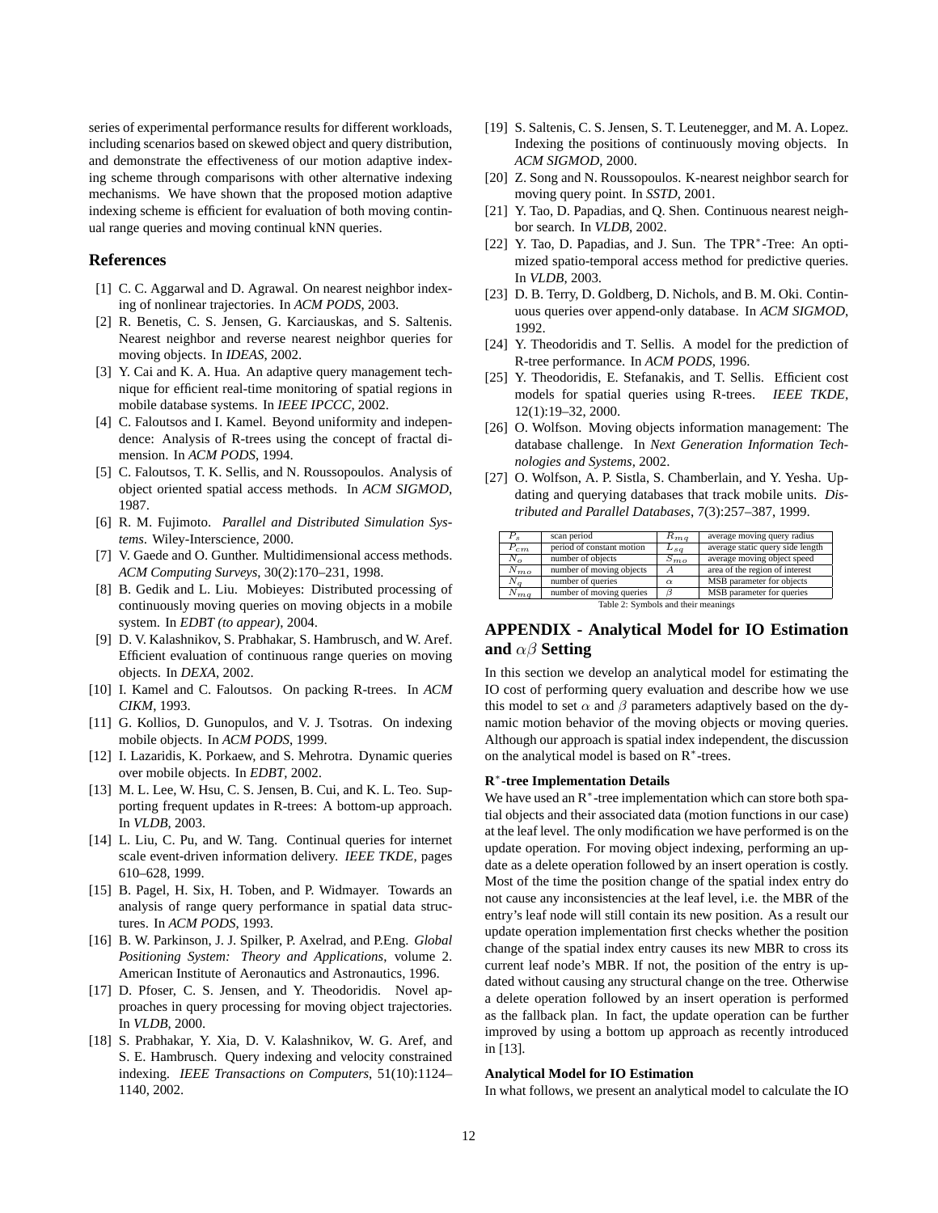series of experimental performance results for different workloads, including scenarios based on skewed object and query distribution, and demonstrate the effectiveness of our motion adaptive indexing scheme through comparisons with other alternative indexing mechanisms. We have shown that the proposed motion adaptive indexing scheme is efficient for evaluation of both moving continual range queries and moving continual kNN queries.

## References

[1] C. C. Aggarwal and D. Agrawal. On nearest neighbor indexing of nonlinear trajectories. In *ACM PODS*, 2003.

[2] R. Benetis, C. S. Jensen, G. Karciauskas, and S. Saltenis. Nearest neighbor and reverse nearest neighbor queries for moving objects. In *IDEAS*, 2002.

[3] Y. Cai and K. A. Hua. An adaptive query management technique for efficient real-time monitoring of spatial regions in mobile database systems. In *IEEE IPCCC*, 2002.

[4] C. Faloutsos and I. Kamel. Beyond uniformity and independence: Analysis of R-trees using the concept of fractal dimension. In *ACM PODS*, 1994.

[5] C. Faloutsos, T. K. Sellis, and N. Roussopoulos. Analysis of object oriented spatial access methods. In *ACM SIGMOD*, 1987.

[6] R. M. Fujimoto. *Parallel and Distributed Simulation Systems*. Wiley-Interscience, 2000.

[7] V. Gaede and O. Gunther. Multidimensional access methods. *ACM Computing Surveys*, 30(2):170–231, 1998.

[8] B. Gedik and L. Liu. Mobieyes: Distributed processing of continuously moving queries on moving objects in a mobile system. In *EDBT (to appear)*, 2004.

[9] D. V. Kalashnikov, S. Prabhakar, S. Hambrusch, and W. Aref. Efficient evaluation of continuous range queries on moving objects. In *DEXA*, 2002.

[10] I. Kamel and C. Faloutsos. On packing R-trees. In *ACM CIKM*, 1993.

[11] G. Kollios, D. Gunopulos, and V. J. Tsotras. On indexing mobile objects. In *ACM PODS*, 1999.

[12] I. Lazaridis, K. Porkaew, and S. Mehrotra. Dynamic queries over mobile objects. In *EDBT*, 2002.

[13] M. L. Lee, W. Hsu, C. S. Jensen, B. Cui, and K. L. Teo. Supporting frequent updates in R-trees: A bottom-up approach. In *VLDB*, 2003.

[14] L. Liu, C. Pu, and W. Tang. Continual queries for internet scale event-driven information delivery. *IEEE TKDE*, pages 610–628, 1999.

[15] B. Pagel, H. Six, H. Toben, and P. Widmayer. Towards an analysis of range query performance in spatial data structures. In *ACM PODS*, 1993.

[16] B. W. Parkinson, J. J. Spilker, P. Axelrad, and P.Eng. *Global Positioning System: Theory and Applications*, volume 2. American Institute of Aeronautics and Astronautics, 1996.

[17] D. Pfoser, C. S. Jensen, and Y. Theodoridis. Novel approaches in query processing for moving object trajectories. In *VLDB*, 2000.

[18] S. Prabhakar, Y. Xia, D. V. Kalashnikov, W. G. Aref, and S. E. Hambrusch. Query indexing and velocity constrained indexing. *IEEE Transactions on Computers*, 51(10):1124–1140, 2002.

[19] S. Saltenis, C. S. Jensen, S. T. Leutenegger, and M. A. Lopez. Indexing the positions of continuously moving objects. In *ACM SIGMOD*, 2000.

[20] Z. Song and N. Roussopoulos. K-nearest neighbor search for moving query point. In *SSTD*, 2001.

[21] Y. Tao, D. Papadias, and Q. Shen. Continuous nearest neighbor search. In *VLDB*, 2002.

[22] Y. Tao, D. Papadias, and J. Sun. The TPR$^*$-Tree: An optimized spatio-temporal access method for predictive queries. In *VLDB*, 2003.

[23] D. B. Terry, D. Goldberg, D. Nichols, and B. M. Oki. Continuous queries over append-only database. In *ACM SIGMOD*, 1992.

[24] Y. Theodoridis and T. Sellis. A model for the prediction of R-tree performance. In *ACM PODS*, 1996.

[25] Y. Theodoridis, E. Stefanakis, and T. Sellis. Efficient cost models for spatial queries using R-trees. *IEEE TKDE*, 12(1):19–32, 2000.

[26] O. Wolfson. Moving objects information management: The database challenge. In *Next Generation Information Technologies and Systems*, 2002.

[27] O. Wolfson, A. P. Sistla, S. Chamberlain, and Y. Yesha. Updating and querying databases that track mobile units. *Distributed and Parallel Databases*, 7(3):257–387, 1999.

| Symbol | Meaning | Symbol | Meaning |
|---|---|---|---|
| $P_s$ | scan period | $R_{mq}$ | average moving query radius |
| $P_{cm}$ | period of constant motion | $L_{sq}$ | average static query side length |
| $N_o$ | number of objects | $S_{mo}$ | average moving object speed |
| $N_{mo}$ | number of moving objects | $A$ | area of the region of interest |
| $N_q$ | number of queries | $\alpha$ | MSB parameter for objects |
| $N_{mq}$ | number of moving queries | $\beta$ | MSB parameter for queries |

Table 2: Symbols and their meanings

## APPENDIX - Analytical Model for IO Estimation and $\alpha\beta$ Setting

In this section we develop an analytical model for estimating the IO cost of performing query evaluation and describe how we use this model to set $\alpha$ and $\beta$ parameters adaptively based on the dynamic motion behavior of the moving objects or moving queries. Although our approach is spatial index independent, the discussion on the analytical model is based on R$^*$-trees.

#### R$^*$-tree Implementation Details

We have used an R$^*$-tree implementation which can store both spatial objects and their associated data (motion functions in our case) at the leaf level. The only modification we have performed is on the update operation. For moving object indexing, performing an update as a delete operation followed by an insert operation is costly. Most of the time the position change of the spatial index entry do not cause any inconsistencies at the leaf level, i.e. the MBR of the entry's leaf node will still contain its new position. As a result our update operation implementation first checks whether the position change of the spatial index entry causes its new MBR to cross its current leaf node's MBR. If not, the position of the entry is updated without causing any structural change on the tree. Otherwise a delete operation followed by an insert operation is performed as the fallback plan. In fact, the update operation can be further improved by using a bottom up approach as recently introduced in [13].

#### Analytical Model for IO Estimation

In what follows, we present an analytical model to calculate the IO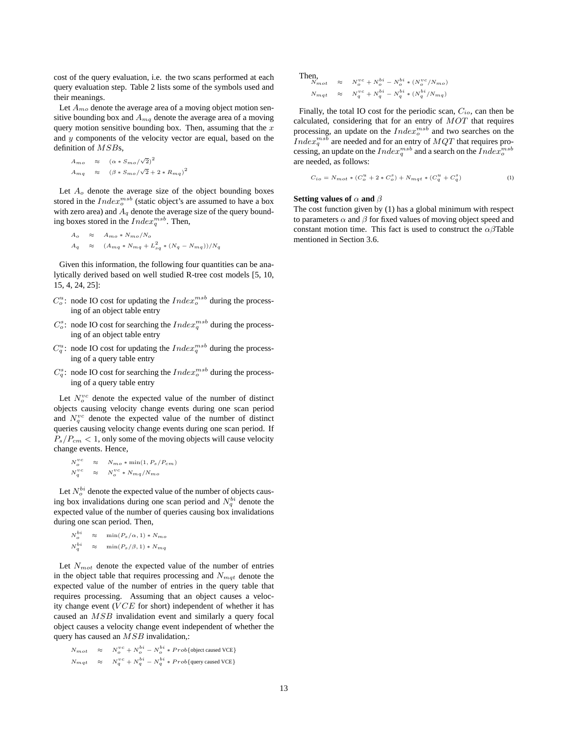cost of the query evaluation, i.e. the two scans performed at each query evaluation step. Table 2 lists some of the symbols used and their meanings.

Let $A_{mo}$ denote the average area of a moving object motion sensitive bounding box and $A_{mq}$ denote the average area of a moving query motion sensitive bounding box. Then, assuming that the $x$ and $y$ components of the velocity vector are equal, based on the definition of $MSB$s,

$$
\begin{aligned}
A_{mo} &\approx (\alpha * S_{mo}/\sqrt{2})^2 \\
A_{mq} &\approx (\beta * S_{mo}/\sqrt{2} + 2 * R_{mq})^2
\end{aligned}
$$

Let $A_o$ denote the average size of the object bounding boxes stored in the $Index_o^{msb}$ (static object's are assumed to have a box with zero area) and $A_q$ denote the average size of the query bounding boxes stored in the $Index_q^{msb}$. Then,

$$
\begin{aligned}
A_o &\approx A_{mo} * N_{mo}/N_o \\
A_q &\approx (A_{mq} * N_{mq} + L_{sq}^2 * (N_q - N_{mq}))/N_q
\end{aligned}
$$

Given this information, the following four quantities can be analytically derived based on well studied R-tree cost models [5, 10, 15, 4, 24, 25]:

- $C_o^u$: node IO cost for updating the $Index_o^{msb}$ during the processing of an object table entry
- $C_o^s$: node IO cost for searching the $Index_q^{msb}$ during the processing of an object table entry
- $C_q^u$: node IO cost for updating the $Index_q^{msb}$ during the processing of a query table entry
- $C_q^s$: node IO cost for searching the $Index_o^{msb}$ during the processing of a query table entry

Let $N_o^{vc}$ denote the expected value of the number of distinct objects causing velocity change events during one scan period and $N_q^{vc}$ denote the expected value of the number of distinct queries causing velocity change events during one scan period. If $P_s/P_{cm} < 1$, only some of the moving objects will cause velocity change events. Hence,

$$
\begin{aligned}
N_o^{vc} &\approx N_{mo} * \min(1, P_s/P_{cm}) \\
N_q^{vc} &\approx N_o^{vc} * N_{mq}/N_{mo}
\end{aligned}
$$

Let $N_o^{bi}$ denote the expected value of the number of objects causing box invalidations during one scan period and $N_q^{bi}$ denote the expected value of the number of queries causing box invalidations during one scan period. Then,

$$
\begin{aligned}
N_o^{bi} &\approx \min(P_s/\alpha, 1) * N_{mo} \\
N_q^{bi} &\approx \min(P_s/\beta, 1) * N_{mq}
\end{aligned}
$$

Let $N_{mot}$ denote the expected value of the number of entries in the object table that requires processing and $N_{mqt}$ denote the expected value of the number of entries in the query table that requires processing. Assuming that an object causes a velocity change event ($VCE$ for short) independent of whether it has caused an $MSB$ invalidation event and similarly a query focal object causes a velocity change event independent of whether the query has caused an $MSB$ invalidation,:

$$
\begin{aligned}
N_{mot} &\approx N_o^{vc} + N_o^{bi} - N_o^{bi} * Prob\{\text{object caused VCE}\} \\
N_{mqt} &\approx N_q^{vc} + N_q^{bi} - N_q^{bi} * Prob\{\text{query caused VCE}\}
\end{aligned}
$$

Then,

$$
\begin{aligned}
N_{mot} &\approx N_o^{vc} + N_o^{bi} - N_o^{bi} * (N_o^{vc}/N_{mo}) \\
N_{mqt} &\approx N_q^{vc} + N_q^{bi} - N_q^{bi} * (N_q^{bi}/N_{mq})
\end{aligned}
$$

Finally, the total IO cost for the periodic scan, $C_{io}$, can then be calculated, considering that for an entry of $MOT$ that requires processing, an update on the $Index_o^{msb}$ and two searches on the $Index_q^{msb}$ are needed and for an entry of $MQT$ that requires processing, an update on the $Index_q^{msb}$ and a search on the $Index_o^{msb}$ are needed, as follows:

$$
C_{io} = N_{mot} * (C_o^u + 2 * C_o^s) + N_{mqt} * (C_q^u + C_q^s) \tag{1}
$$

**Setting values of $\alpha$ and $\beta$**

The cost function given by (1) has a global minimum with respect to parameters $\alpha$ and $\beta$ for fixed values of moving object speed and constant motion time. This fact is used to construct the $\alpha\beta$Table mentioned in Section 3.6.